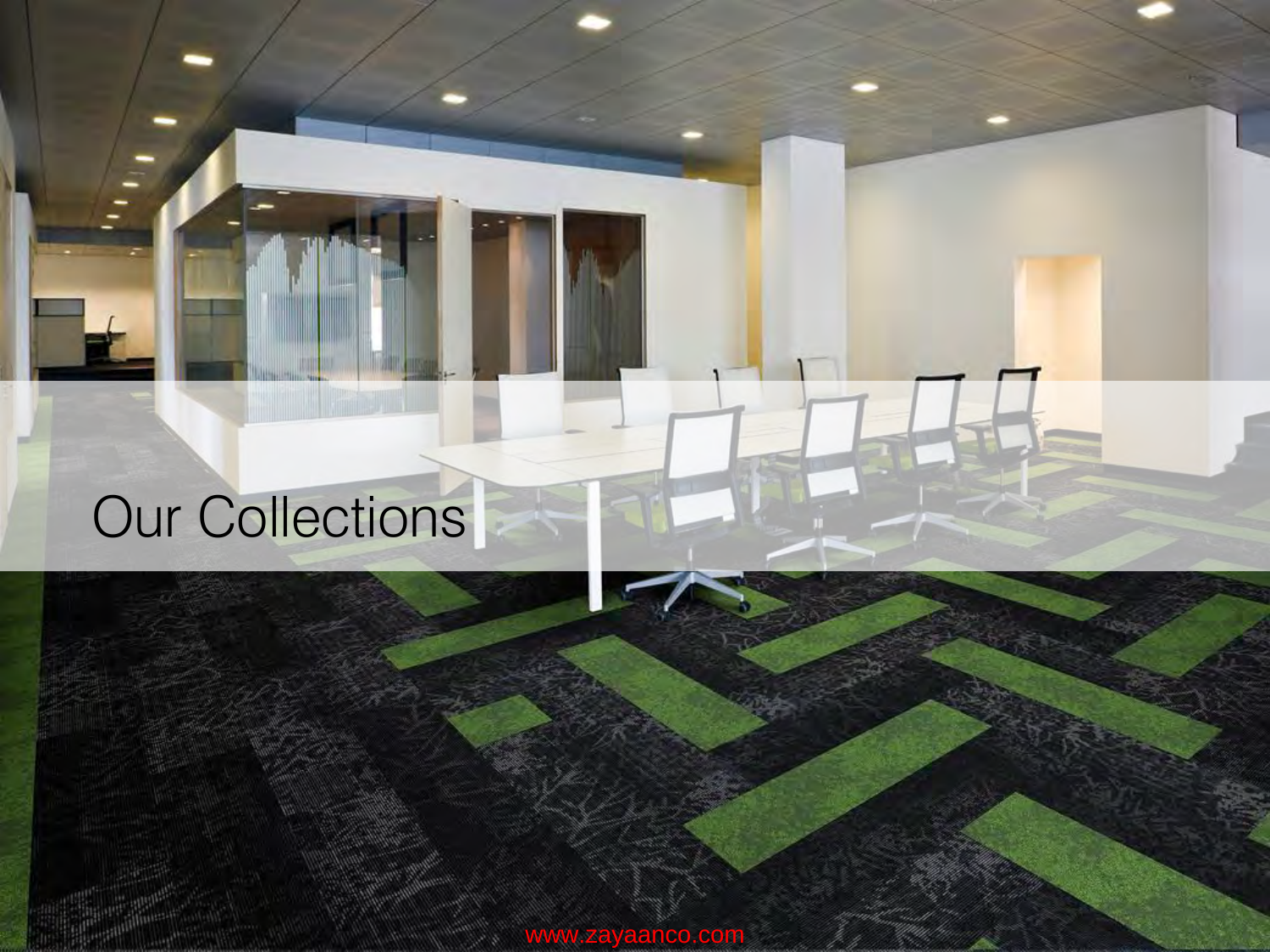# Our Collections

www.zayaanco.com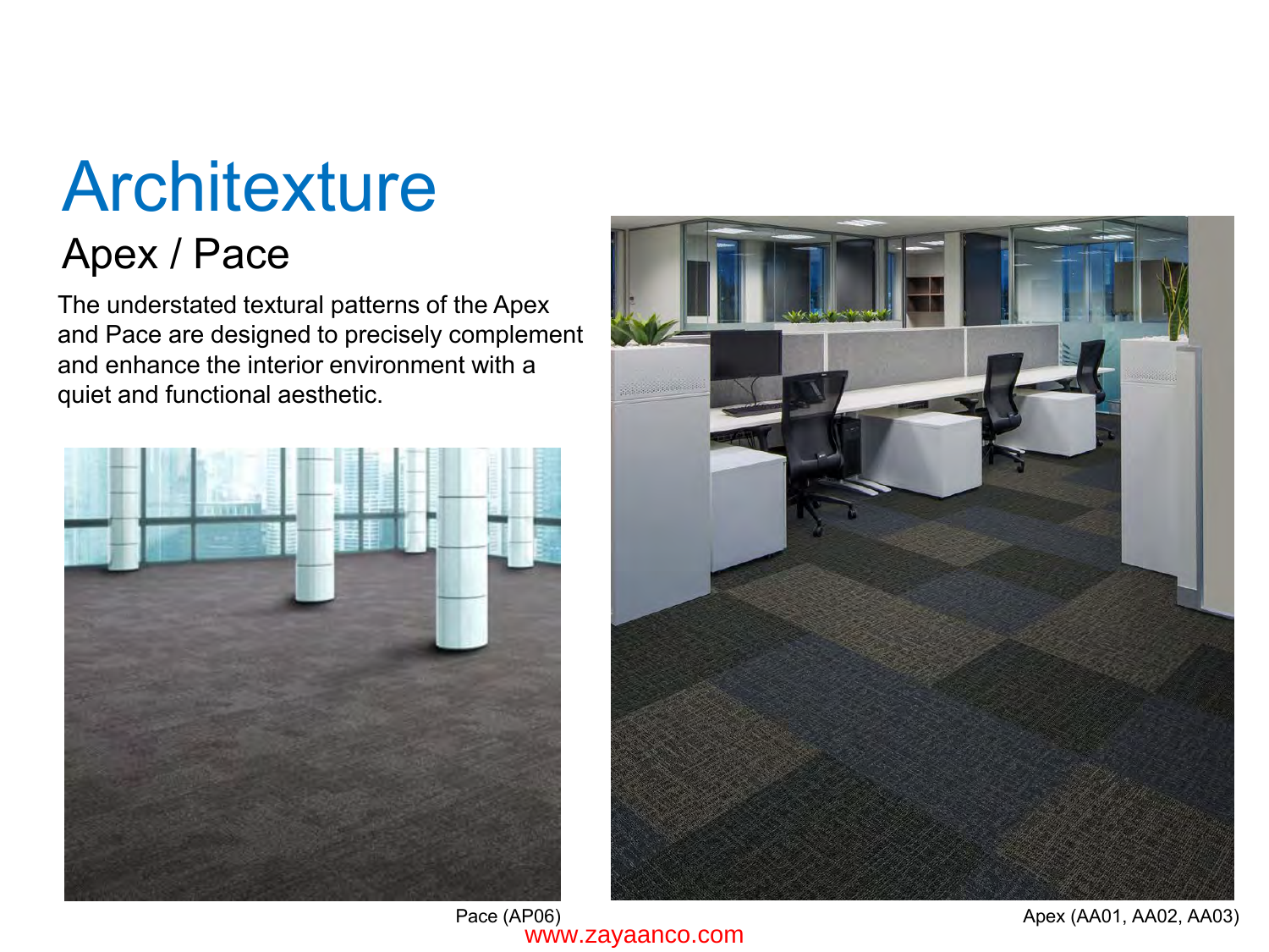# Architexture

## Apex / Pace

The understated textural patterns of the Apex and Pace are designed to precisely complement and enhance the interior environment with a quiet and functional aesthetic.

Pace (AP06)

Apex (AA01, AA02, AA03)

www.zayaanco.com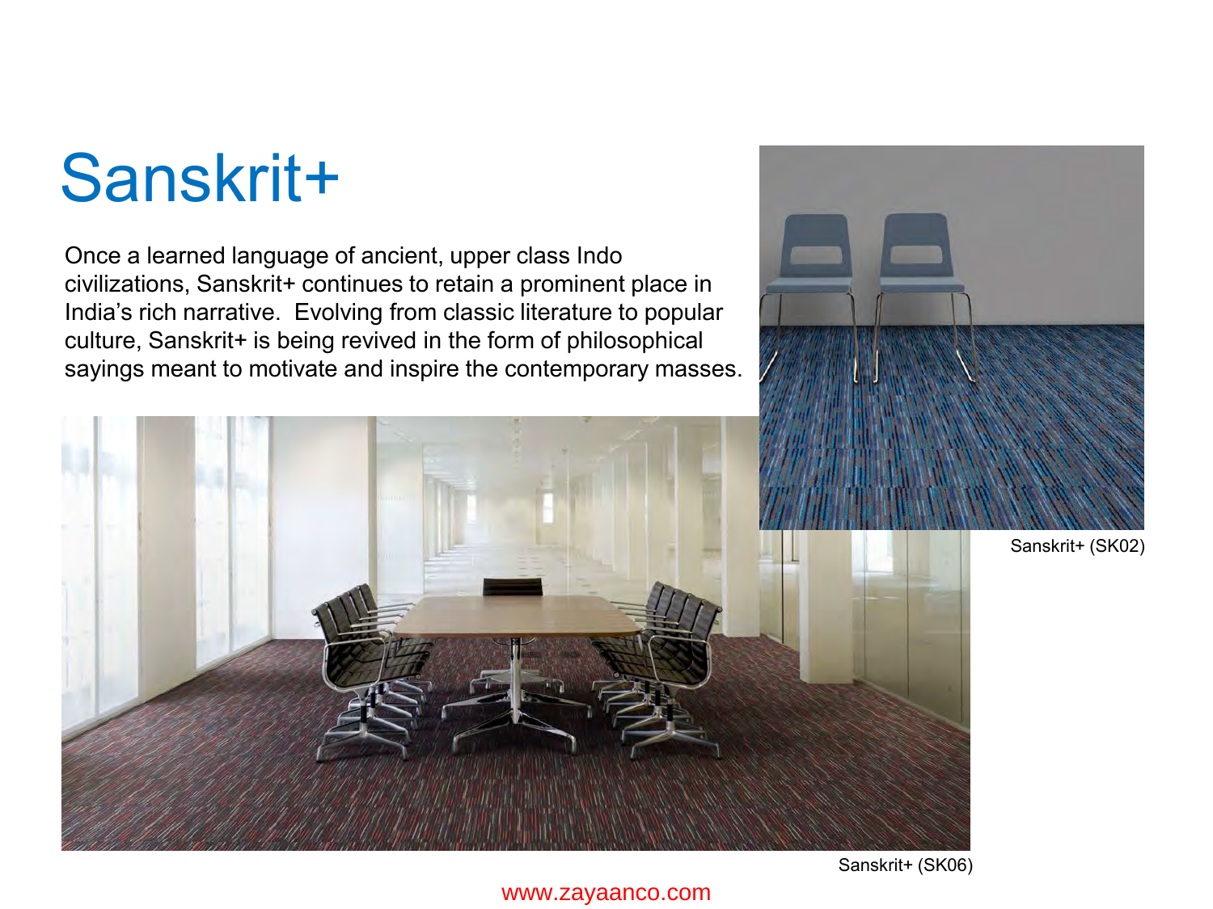# Sanskrit+

Once a learned language of ancient, upper class Indo civilizations, Sanskrit+ continues to retain a prominent place in India's rich narrative. Evolving from classic literature to popular culture, Sanskrit+ is being revived in the form of philosophical sayings meant to motivate and inspire the contemporary masses.

Sanskrit+ (SK02)

Sanskrit+ (SK06)

www.zayaanco.com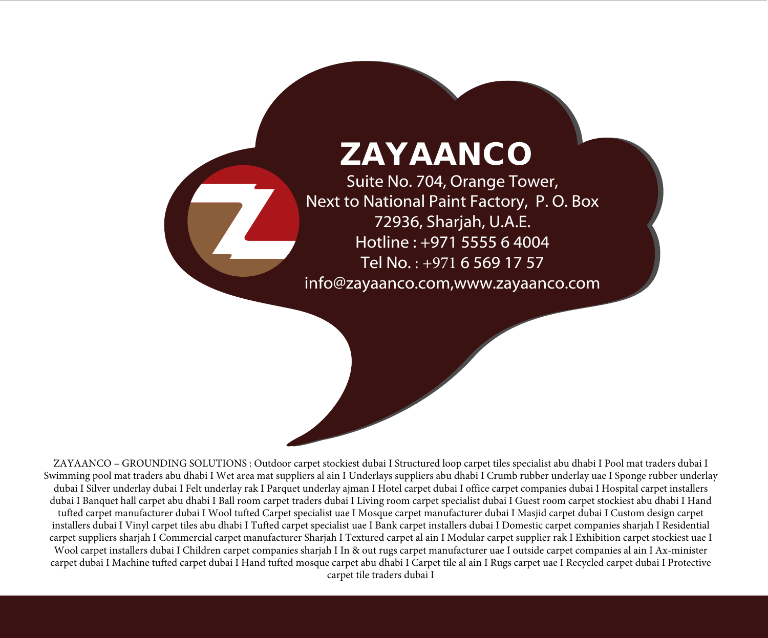# ZAYAANCO

Suite No. 704, Orange Tower,
Next to National Paint Factory, P. O. Box 72936, Sharjah, U.A.E.
Hotline : +971 5555 6 4004
Tel No. : +971 6 569 17 57
info@zayaanco.com,www.zayaanco.com

ZAYAANCO – GROUNDING SOLUTIONS : Outdoor carpet stockiest dubai I Structured loop carpet tiles specialist abu dhabi I Pool mat traders dubai I Swimming pool mat traders abu dhabi I Wet area mat suppliers al ain I Underlays suppliers abu dhabi I Crumb rubber underlay uae I Sponge rubber underlay dubai I Silver underlay dubai I Felt underlay rak I Parquet underlay ajman I Hotel carpet dubai I office carpet companies dubai I Hospital carpet installers dubai I Banquet hall carpet abu dhabi I Ball room carpet traders dubai I Living room carpet specialist dubai I Guest room carpet stockiest abu dhabi I Hand tufted carpet manufacturer dubai I Wool tufted Carpet specialist uae I Mosque carpet manufacturer dubai I Masjid carpet dubai I Custom design carpet installers dubai I Vinyl carpet tiles abu dhabi I Tufted carpet specialist uae I Bank carpet installers dubai I Domestic carpet companies sharjah I Residential carpet suppliers sharjah I Commercial carpet manufacturer Sharjah I Textured carpet al ain I Modular carpet supplier rak I Exhibition carpet stockiest uae I Wool carpet installers dubai I Children carpet companies sharjah I In & out rugs carpet manufacturer uae I outside carpet companies al ain I Ax-minister carpet dubai I Machine tufted carpet dubai I Hand tufted mosque carpet abu dhabi I Carpet tile al ain I Rugs carpet uae I Recycled carpet dubai I Protective carpet tile traders dubai I